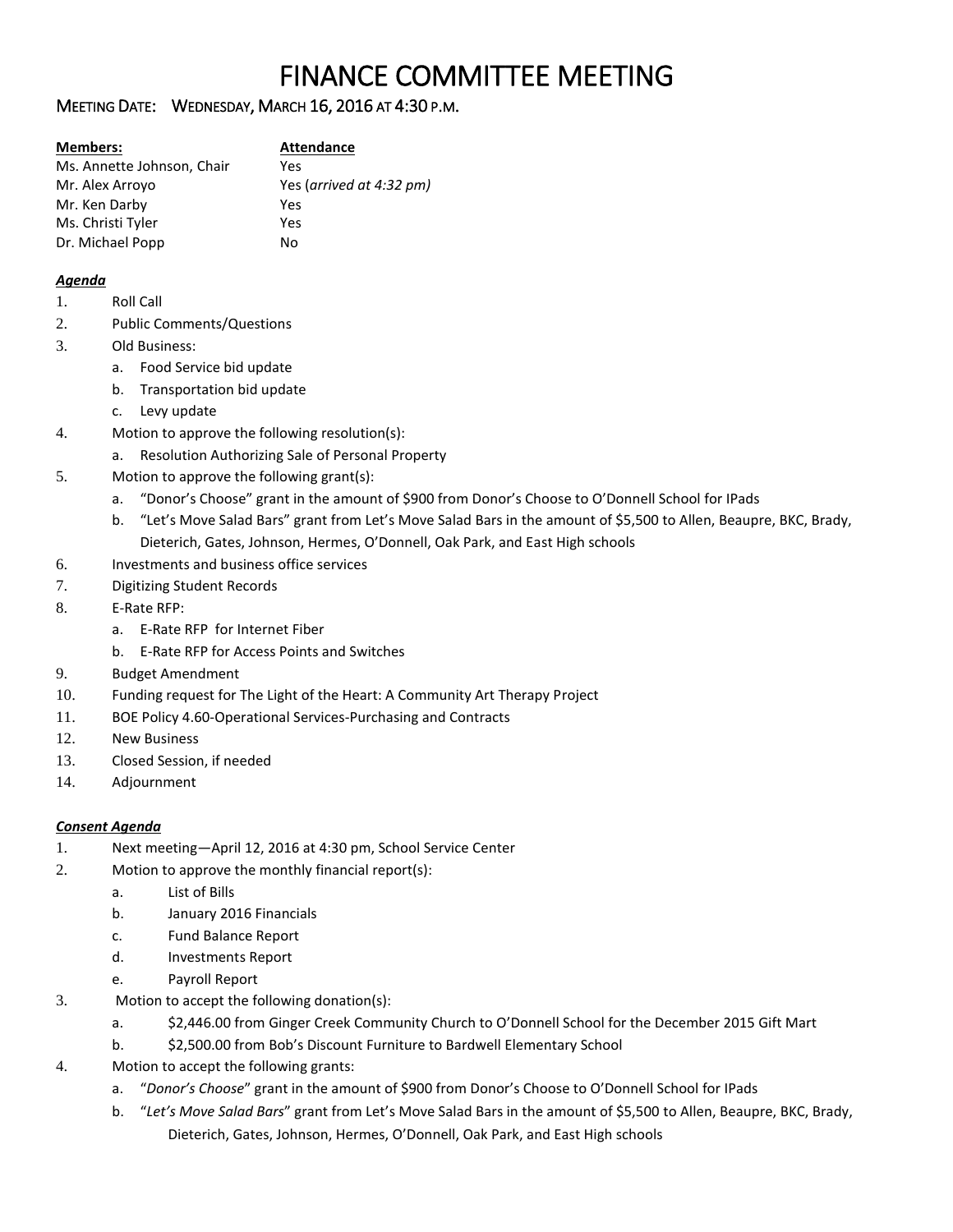# FINANCE COMMITTEE MEETING

## MEETING DATE: WEDNESDAY, MARCH 16, 2016 AT 4:30 P.M.

| **Members:** | **Attendance** |
| --- | --- |
| Ms. Annette Johnson, Chair | Yes |
| Mr. Alex Arroyo | Yes (*arrived at 4:32 pm*) |
| Mr. Ken Darby | Yes |
| Ms. Christi Tyler | Yes |
| Dr. Michael Popp | No |

***Agenda***

1. Roll Call
2. Public Comments/Questions
3. Old Business:
   a. Food Service bid update
   b. Transportation bid update
   c. Levy update
4. Motion to approve the following resolution(s):
   a. Resolution Authorizing Sale of Personal Property
5. Motion to approve the following grant(s):
   a. "Donor's Choose" grant in the amount of $900 from Donor's Choose to O'Donnell School for IPads
   b. "Let's Move Salad Bars" grant from Let's Move Salad Bars in the amount of $5,500 to Allen, Beaupre, BKC, Brady, Dieterich, Gates, Johnson, Hermes, O'Donnell, Oak Park, and East High schools
6. Investments and business office services
7. Digitizing Student Records
8. E-Rate RFP:
   a. E-Rate RFP for Internet Fiber
   b. E-Rate RFP for Access Points and Switches
9. Budget Amendment
10. Funding request for The Light of the Heart: A Community Art Therapy Project
11. BOE Policy 4.60-Operational Services-Purchasing and Contracts
12. New Business
13. Closed Session, if needed
14. Adjournment

***Consent Agenda***

1. Next meeting—April 12, 2016 at 4:30 pm, School Service Center
2. Motion to approve the monthly financial report(s):
   a. List of Bills
   b. January 2016 Financials
   c. Fund Balance Report
   d. Investments Report
   e. Payroll Report
3. Motion to accept the following donation(s):
   a. $2,446.00 from Ginger Creek Community Church to O'Donnell School for the December 2015 Gift Mart
   b. $2,500.00 from Bob's Discount Furniture to Bardwell Elementary School
4. Motion to accept the following grants:
   a. "*Donor's Choose*" grant in the amount of $900 from Donor's Choose to O'Donnell School for IPads
   b. "*Let's Move Salad Bars*" grant from Let's Move Salad Bars in the amount of $5,500 to Allen, Beaupre, BKC, Brady, Dieterich, Gates, Johnson, Hermes, O'Donnell, Oak Park, and East High schools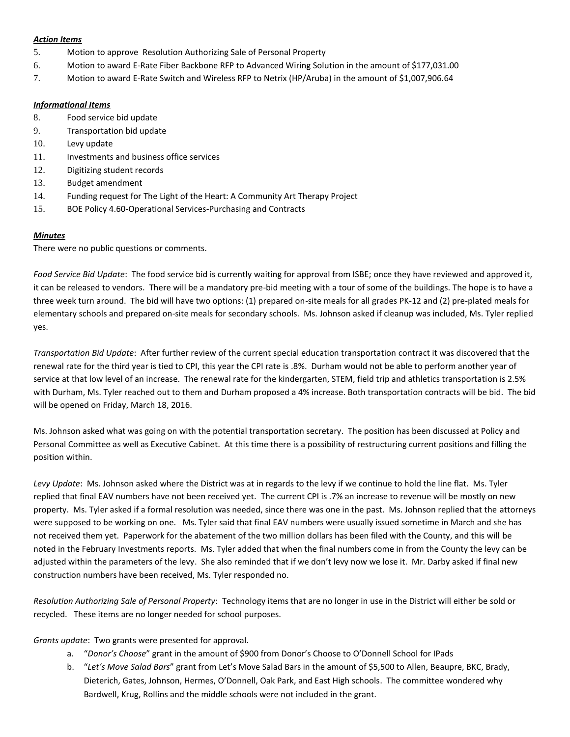***Action Items***

5. Motion to approve Resolution Authorizing Sale of Personal Property
6. Motion to award E-Rate Fiber Backbone RFP to Advanced Wiring Solution in the amount of $177,031.00
7. Motion to award E-Rate Switch and Wireless RFP to Netrix (HP/Aruba) in the amount of $1,007,906.64

***Informational Items***

8. Food service bid update
9. Transportation bid update
10. Levy update
11. Investments and business office services
12. Digitizing student records
13. Budget amendment
14. Funding request for The Light of the Heart: A Community Art Therapy Project
15. BOE Policy 4.60-Operational Services-Purchasing and Contracts

***Minutes***

There were no public questions or comments.

*Food Service Bid Update*: The food service bid is currently waiting for approval from ISBE; once they have reviewed and approved it, it can be released to vendors. There will be a mandatory pre-bid meeting with a tour of some of the buildings. The hope is to have a three week turn around. The bid will have two options: (1) prepared on-site meals for all grades PK-12 and (2) pre-plated meals for elementary schools and prepared on-site meals for secondary schools. Ms. Johnson asked if cleanup was included, Ms. Tyler replied yes.

*Transportation Bid Update*: After further review of the current special education transportation contract it was discovered that the renewal rate for the third year is tied to CPI, this year the CPI rate is .8%. Durham would not be able to perform another year of service at that low level of an increase. The renewal rate for the kindergarten, STEM, field trip and athletics transportation is 2.5% with Durham, Ms. Tyler reached out to them and Durham proposed a 4% increase. Both transportation contracts will be bid. The bid will be opened on Friday, March 18, 2016.

Ms. Johnson asked what was going on with the potential transportation secretary. The position has been discussed at Policy and Personal Committee as well as Executive Cabinet. At this time there is a possibility of restructuring current positions and filling the position within.

*Levy Update*: Ms. Johnson asked where the District was at in regards to the levy if we continue to hold the line flat. Ms. Tyler replied that final EAV numbers have not been received yet. The current CPI is .7% an increase to revenue will be mostly on new property. Ms. Tyler asked if a formal resolution was needed, since there was one in the past. Ms. Johnson replied that the attorneys were supposed to be working on one. Ms. Tyler said that final EAV numbers were usually issued sometime in March and she has not received them yet. Paperwork for the abatement of the two million dollars has been filed with the County, and this will be noted in the February Investments reports. Ms. Tyler added that when the final numbers come in from the County the levy can be adjusted within the parameters of the levy. She also reminded that if we don't levy now we lose it. Mr. Darby asked if final new construction numbers have been received, Ms. Tyler responded no.

*Resolution Authorizing Sale of Personal Property*: Technology items that are no longer in use in the District will either be sold or recycled. These items are no longer needed for school purposes.

*Grants update*: Two grants were presented for approval.

a. "*Donor's Choose*" grant in the amount of $900 from Donor's Choose to O'Donnell School for IPads
b. "*Let's Move Salad Bars*" grant from Let's Move Salad Bars in the amount of $5,500 to Allen, Beaupre, BKC, Brady, Dieterich, Gates, Johnson, Hermes, O'Donnell, Oak Park, and East High schools. The committee wondered why Bardwell, Krug, Rollins and the middle schools were not included in the grant.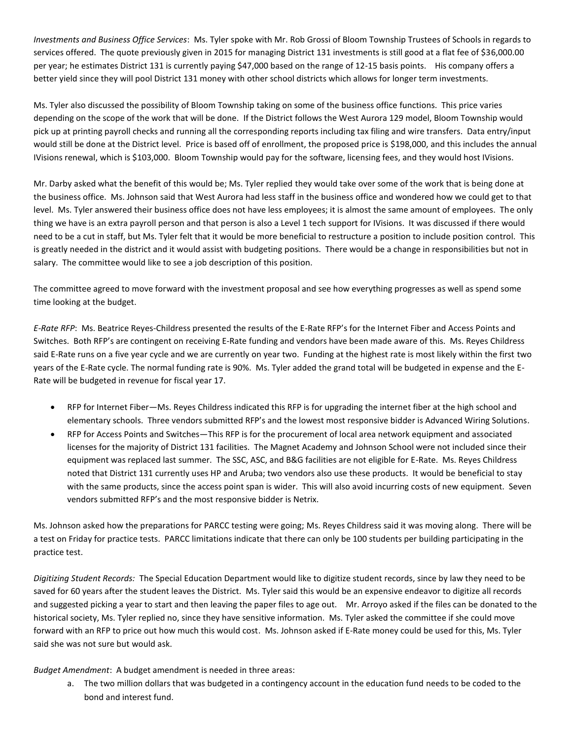*Investments and Business Office Services*: Ms. Tyler spoke with Mr. Rob Grossi of Bloom Township Trustees of Schools in regards to services offered. The quote previously given in 2015 for managing District 131 investments is still good at a flat fee of $36,000.00 per year; he estimates District 131 is currently paying $47,000 based on the range of 12-15 basis points. His company offers a better yield since they will pool District 131 money with other school districts which allows for longer term investments.

Ms. Tyler also discussed the possibility of Bloom Township taking on some of the business office functions. This price varies depending on the scope of the work that will be done. If the District follows the West Aurora 129 model, Bloom Township would pick up at printing payroll checks and running all the corresponding reports including tax filing and wire transfers. Data entry/input would still be done at the District level. Price is based off of enrollment, the proposed price is $198,000, and this includes the annual IVisions renewal, which is $103,000. Bloom Township would pay for the software, licensing fees, and they would host IVisions.

Mr. Darby asked what the benefit of this would be; Ms. Tyler replied they would take over some of the work that is being done at the business office. Ms. Johnson said that West Aurora had less staff in the business office and wondered how we could get to that level. Ms. Tyler answered their business office does not have less employees; it is almost the same amount of employees. The only thing we have is an extra payroll person and that person is also a Level 1 tech support for IVisions. It was discussed if there would need to be a cut in staff, but Ms. Tyler felt that it would be more beneficial to restructure a position to include position control. This is greatly needed in the district and it would assist with budgeting positions. There would be a change in responsibilities but not in salary. The committee would like to see a job description of this position.

The committee agreed to move forward with the investment proposal and see how everything progresses as well as spend some time looking at the budget.

*E-Rate RFP*: Ms. Beatrice Reyes-Childress presented the results of the E-Rate RFP's for the Internet Fiber and Access Points and Switches. Both RFP's are contingent on receiving E-Rate funding and vendors have been made aware of this. Ms. Reyes Childress said E-Rate runs on a five year cycle and we are currently on year two. Funding at the highest rate is most likely within the first two years of the E-Rate cycle. The normal funding rate is 90%. Ms. Tyler added the grand total will be budgeted in expense and the E-Rate will be budgeted in revenue for fiscal year 17.

- RFP for Internet Fiber—Ms. Reyes Childress indicated this RFP is for upgrading the internet fiber at the high school and elementary schools. Three vendors submitted RFP's and the lowest most responsive bidder is Advanced Wiring Solutions.
- RFP for Access Points and Switches—This RFP is for the procurement of local area network equipment and associated licenses for the majority of District 131 facilities. The Magnet Academy and Johnson School were not included since their equipment was replaced last summer. The SSC, ASC, and B&G facilities are not eligible for E-Rate. Ms. Reyes Childress noted that District 131 currently uses HP and Aruba; two vendors also use these products. It would be beneficial to stay with the same products, since the access point span is wider. This will also avoid incurring costs of new equipment. Seven vendors submitted RFP's and the most responsive bidder is Netrix.

Ms. Johnson asked how the preparations for PARCC testing were going; Ms. Reyes Childress said it was moving along. There will be a test on Friday for practice tests. PARCC limitations indicate that there can only be 100 students per building participating in the practice test.

*Digitizing Student Records:* The Special Education Department would like to digitize student records, since by law they need to be saved for 60 years after the student leaves the District. Ms. Tyler said this would be an expensive endeavor to digitize all records and suggested picking a year to start and then leaving the paper files to age out. Mr. Arroyo asked if the files can be donated to the historical society, Ms. Tyler replied no, since they have sensitive information. Ms. Tyler asked the committee if she could move forward with an RFP to price out how much this would cost. Ms. Johnson asked if E-Rate money could be used for this, Ms. Tyler said she was not sure but would ask.

*Budget Amendment*: A budget amendment is needed in three areas:

a. The two million dollars that was budgeted in a contingency account in the education fund needs to be coded to the bond and interest fund.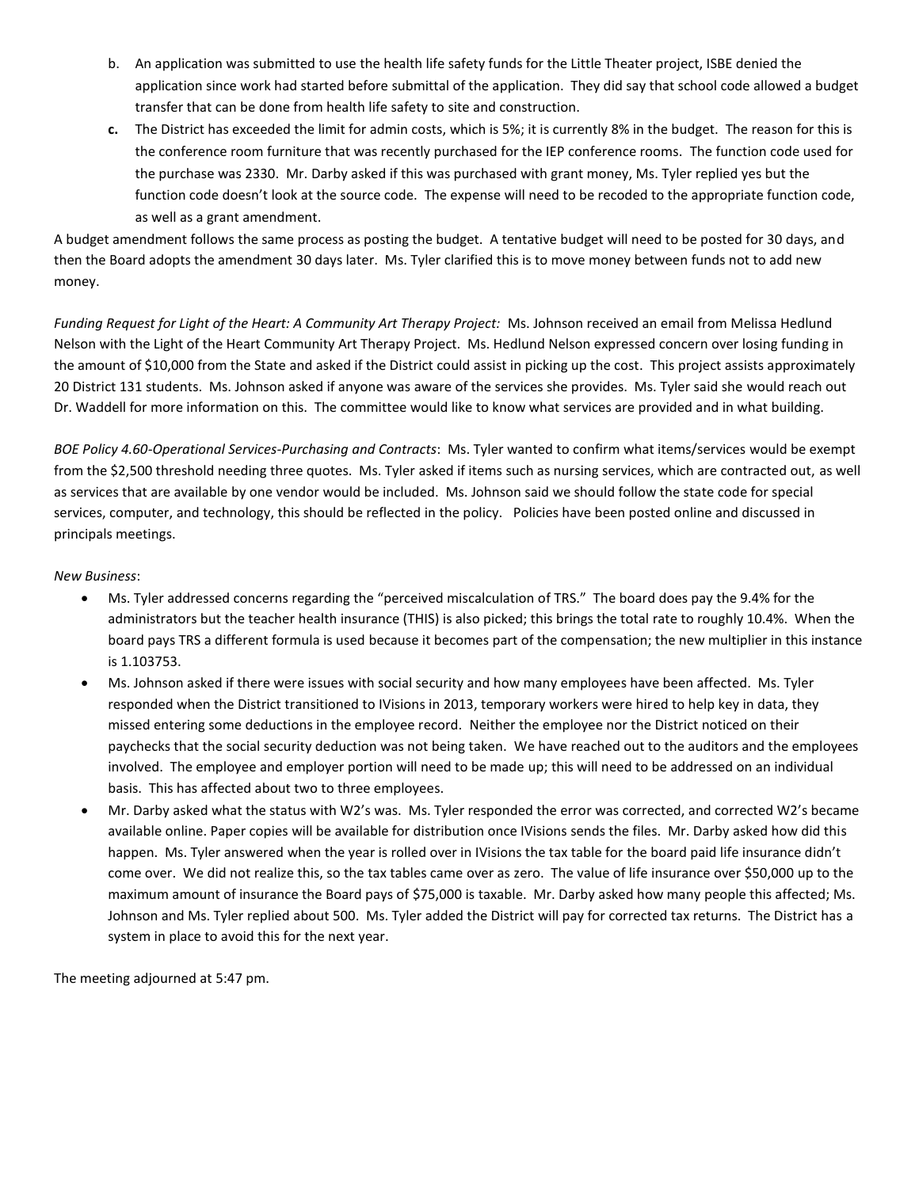b. An application was submitted to use the health life safety funds for the Little Theater project, ISBE denied the application since work had started before submittal of the application. They did say that school code allowed a budget transfer that can be done from health life safety to site and construction.

**c.** The District has exceeded the limit for admin costs, which is 5%; it is currently 8% in the budget. The reason for this is the conference room furniture that was recently purchased for the IEP conference rooms. The function code used for the purchase was 2330. Mr. Darby asked if this was purchased with grant money, Ms. Tyler replied yes but the function code doesn't look at the source code. The expense will need to be recoded to the appropriate function code, as well as a grant amendment.

A budget amendment follows the same process as posting the budget. A tentative budget will need to be posted for 30 days, and then the Board adopts the amendment 30 days later. Ms. Tyler clarified this is to move money between funds not to add new money.

*Funding Request for Light of the Heart: A Community Art Therapy Project:* Ms. Johnson received an email from Melissa Hedlund Nelson with the Light of the Heart Community Art Therapy Project. Ms. Hedlund Nelson expressed concern over losing funding in the amount of $10,000 from the State and asked if the District could assist in picking up the cost. This project assists approximately 20 District 131 students. Ms. Johnson asked if anyone was aware of the services she provides. Ms. Tyler said she would reach out Dr. Waddell for more information on this. The committee would like to know what services are provided and in what building.

*BOE Policy 4.60-Operational Services-Purchasing and Contracts*: Ms. Tyler wanted to confirm what items/services would be exempt from the $2,500 threshold needing three quotes. Ms. Tyler asked if items such as nursing services, which are contracted out, as well as services that are available by one vendor would be included. Ms. Johnson said we should follow the state code for special services, computer, and technology, this should be reflected in the policy. Policies have been posted online and discussed in principals meetings.

*New Business*:

- Ms. Tyler addressed concerns regarding the "perceived miscalculation of TRS." The board does pay the 9.4% for the administrators but the teacher health insurance (THIS) is also picked; this brings the total rate to roughly 10.4%. When the board pays TRS a different formula is used because it becomes part of the compensation; the new multiplier in this instance is 1.103753.
- Ms. Johnson asked if there were issues with social security and how many employees have been affected. Ms. Tyler responded when the District transitioned to IVisions in 2013, temporary workers were hired to help key in data, they missed entering some deductions in the employee record. Neither the employee nor the District noticed on their paychecks that the social security deduction was not being taken. We have reached out to the auditors and the employees involved. The employee and employer portion will need to be made up; this will need to be addressed on an individual basis. This has affected about two to three employees.
- Mr. Darby asked what the status with W2's was. Ms. Tyler responded the error was corrected, and corrected W2's became available online. Paper copies will be available for distribution once IVisions sends the files. Mr. Darby asked how did this happen. Ms. Tyler answered when the year is rolled over in IVisions the tax table for the board paid life insurance didn't come over. We did not realize this, so the tax tables came over as zero. The value of life insurance over $50,000 up to the maximum amount of insurance the Board pays of $75,000 is taxable. Mr. Darby asked how many people this affected; Ms. Johnson and Ms. Tyler replied about 500. Ms. Tyler added the District will pay for corrected tax returns. The District has a system in place to avoid this for the next year.

The meeting adjourned at 5:47 pm.